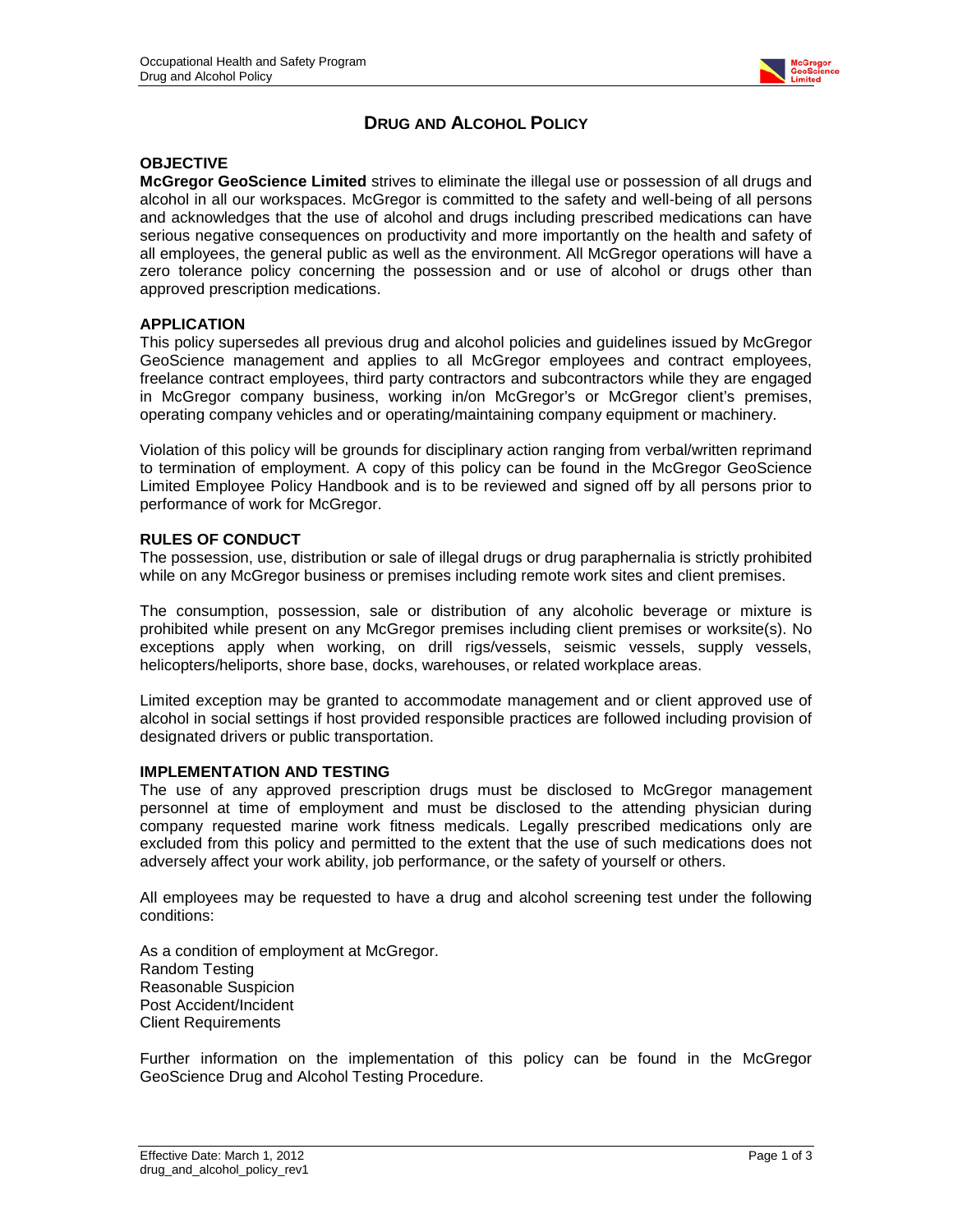# DRUG AND ALCOHOL POLICY

## OBJECTIVE

**McGregor GeoScience Limited** strives to eliminate the illegal use or possession of all drugs and alcohol in all our workspaces. McGregor is committed to the safety and well-being of all persons and acknowledges that the use of alcohol and drugs including prescribed medications can have serious negative consequences on productivity and more importantly on the health and safety of all employees, the general public as well as the environment. All McGregor operations will have a zero tolerance policy concerning the possession and or use of alcohol or drugs other than approved prescription medications.

## APPLICATION

This policy supersedes all previous drug and alcohol policies and guidelines issued by McGregor GeoScience management and applies to all McGregor employees and contract employees, freelance contract employees, third party contractors and subcontractors while they are engaged in McGregor company business, working in/on McGregor's or McGregor client's premises, operating company vehicles and or operating/maintaining company equipment or machinery.

Violation of this policy will be grounds for disciplinary action ranging from verbal/written reprimand to termination of employment. A copy of this policy can be found in the McGregor GeoScience Limited Employee Policy Handbook and is to be reviewed and signed off by all persons prior to performance of work for McGregor.

## RULES OF CONDUCT

The possession, use, distribution or sale of illegal drugs or drug paraphernalia is strictly prohibited while on any McGregor business or premises including remote work sites and client premises.

The consumption, possession, sale or distribution of any alcoholic beverage or mixture is prohibited while present on any McGregor premises including client premises or worksite(s). No exceptions apply when working, on drill rigs/vessels, seismic vessels, supply vessels, helicopters/heliports, shore base, docks, warehouses, or related workplace areas.

Limited exception may be granted to accommodate management and or client approved use of alcohol in social settings if host provided responsible practices are followed including provision of designated drivers or public transportation.

## IMPLEMENTATION AND TESTING

The use of any approved prescription drugs must be disclosed to McGregor management personnel at time of employment and must be disclosed to the attending physician during company requested marine work fitness medicals. Legally prescribed medications only are excluded from this policy and permitted to the extent that the use of such medications does not adversely affect your work ability, job performance, or the safety of yourself or others.

All employees may be requested to have a drug and alcohol screening test under the following conditions:

As a condition of employment at McGregor.
Random Testing
Reasonable Suspicion
Post Accident/Incident
Client Requirements

Further information on the implementation of this policy can be found in the McGregor GeoScience Drug and Alcohol Testing Procedure.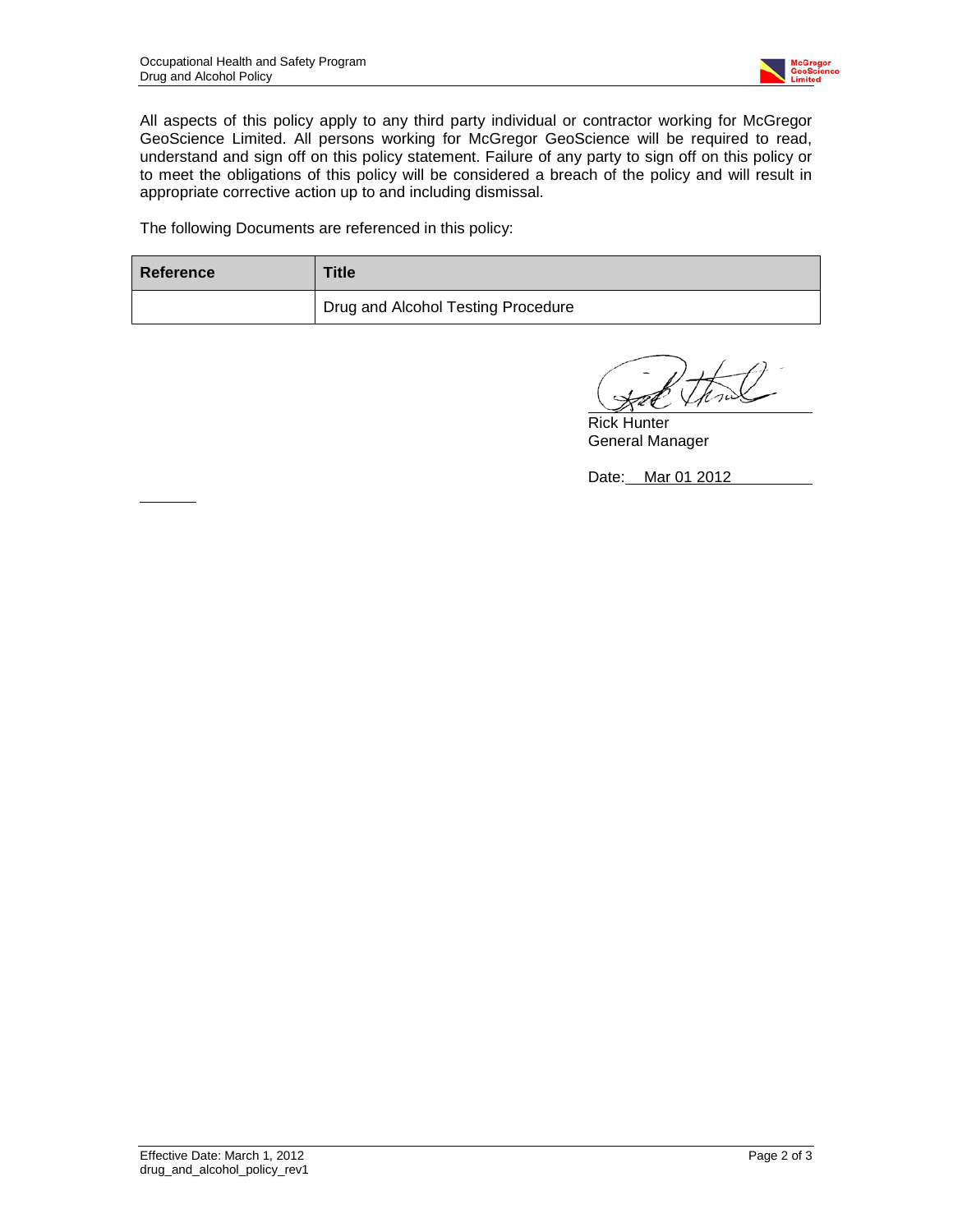All aspects of this policy apply to any third party individual or contractor working for McGregor GeoScience Limited. All persons working for McGregor GeoScience will be required to read, understand and sign off on this policy statement. Failure of any party to sign off on this policy or to meet the obligations of this policy will be considered a breach of the policy and will result in appropriate corrective action up to and including dismissal.

The following Documents are referenced in this policy:

| Reference | Title |
|---|---|
| | Drug and Alcohol Testing Procedure |

Rick Hunter
General Manager

Date: Mar 01 2012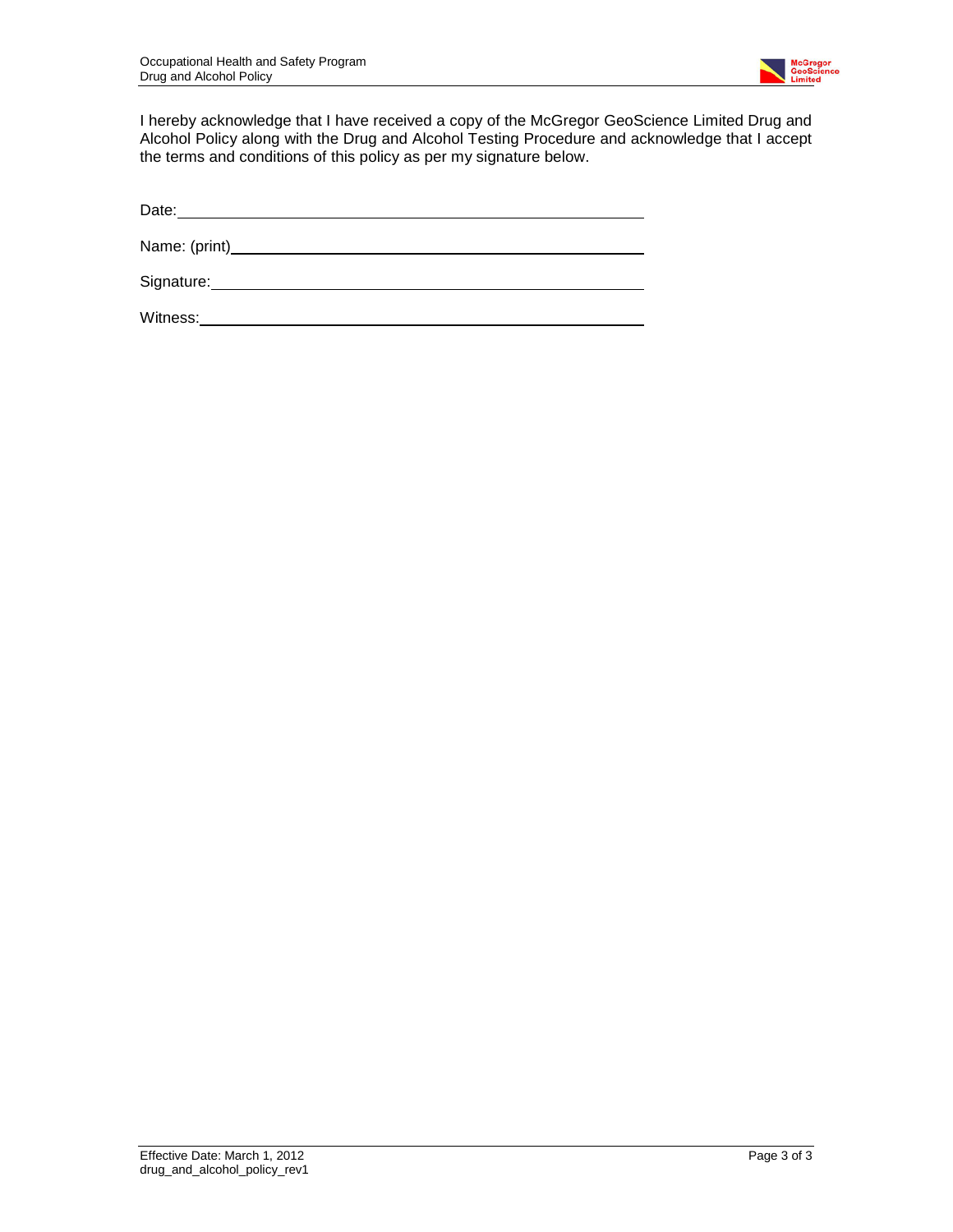I hereby acknowledge that I have received a copy of the McGregor GeoScience Limited Drug and Alcohol Policy along with the Drug and Alcohol Testing Procedure and acknowledge that I accept the terms and conditions of this policy as per my signature below.

Date: ____________________________________________

Name: (print) ______________________________________

Signature: ________________________________________

Witness: _________________________________________